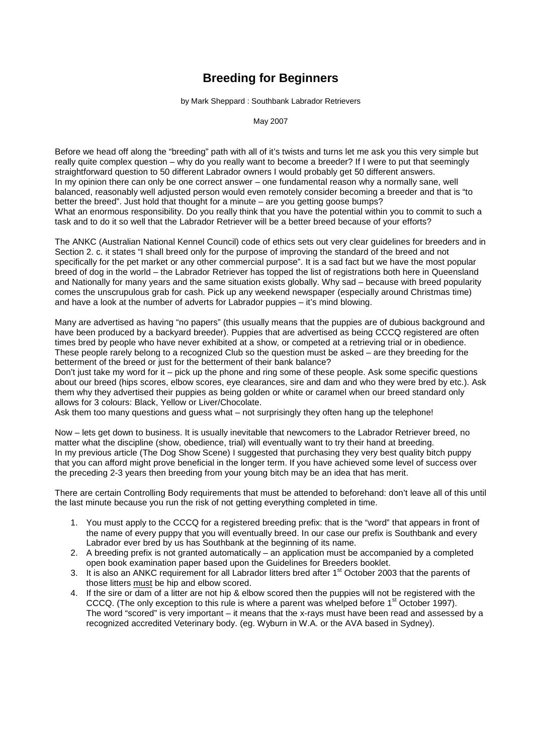# Breeding for Beginners

by Mark Sheppard : Southbank Labrador Retrievers

May 2007

Before we head off along the "breeding" path with all of it's twists and turns let me ask you this very simple but really quite complex question – why do you really want to become a breeder? If I were to put that seemingly straightforward question to 50 different Labrador owners I would probably get 50 different answers.
In my opinion there can only be one correct answer – one fundamental reason why a normally sane, well balanced, reasonably well adjusted person would even remotely consider becoming a breeder and that is "to better the breed". Just hold that thought for a minute – are you getting goose bumps?
What an enormous responsibility. Do you really think that you have the potential within you to commit to such a task and to do it so well that the Labrador Retriever will be a better breed because of your efforts?

The ANKC (Australian National Kennel Council) code of ethics sets out very clear guidelines for breeders and in Section 2. c. it states "I shall breed only for the purpose of improving the standard of the breed and not specifically for the pet market or any other commercial purpose". It is a sad fact but we have the most popular breed of dog in the world – the Labrador Retriever has topped the list of registrations both here in Queensland and Nationally for many years and the same situation exists globally. Why sad – because with breed popularity comes the unscrupulous grab for cash. Pick up any weekend newspaper (especially around Christmas time) and have a look at the number of adverts for Labrador puppies – it's mind blowing.

Many are advertised as having "no papers" (this usually means that the puppies are of dubious background and have been produced by a backyard breeder). Puppies that are advertised as being CCCQ registered are often times bred by people who have never exhibited at a show, or competed at a retrieving trial or in obedience. These people rarely belong to a recognized Club so the question must be asked – are they breeding for the betterment of the breed or just for the betterment of their bank balance?
Don't just take my word for it – pick up the phone and ring some of these people. Ask some specific questions about our breed (hips scores, elbow scores, eye clearances, sire and dam and who they were bred by etc.). Ask them why they advertised their puppies as being golden or white or caramel when our breed standard only allows for 3 colours: Black, Yellow or Liver/Chocolate.
Ask them too many questions and guess what – not surprisingly they often hang up the telephone!

Now – lets get down to business. It is usually inevitable that newcomers to the Labrador Retriever breed, no matter what the discipline (show, obedience, trial) will eventually want to try their hand at breeding.
In my previous article (The Dog Show Scene) I suggested that purchasing they very best quality bitch puppy that you can afford might prove beneficial in the longer term. If you have achieved some level of success over the preceding 2-3 years then breeding from your young bitch may be an idea that has merit.

There are certain Controlling Body requirements that must be attended to beforehand: don't leave all of this until the last minute because you run the risk of not getting everything completed in time.

1. You must apply to the CCCQ for a registered breeding prefix: that is the "word" that appears in front of the name of every puppy that you will eventually breed. In our case our prefix is Southbank and every Labrador ever bred by us has Southbank at the beginning of its name.
2. A breeding prefix is not granted automatically – an application must be accompanied by a completed open book examination paper based upon the Guidelines for Breeders booklet.
3. It is also an ANKC requirement for all Labrador litters bred after 1st October 2003 that the parents of those litters <u>must</u> be hip and elbow scored.
4. If the sire or dam of a litter are not hip & elbow scored then the puppies will not be registered with the CCCQ. (The only exception to this rule is where a parent was whelped before 1st October 1997).
   The word "scored" is very important – it means that the x-rays must have been read and assessed by a recognized accredited Veterinary body. (eg. Wyburn in W.A. or the AVA based in Sydney).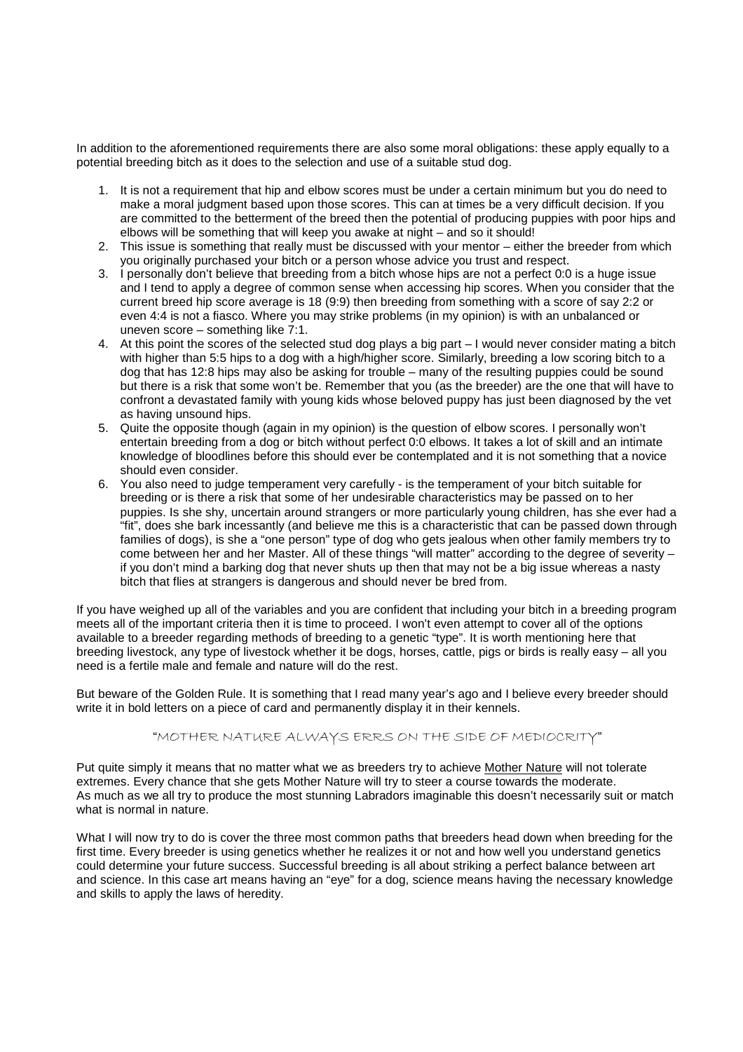In addition to the aforementioned requirements there are also some moral obligations: these apply equally to a potential breeding bitch as it does to the selection and use of a suitable stud dog.

1. It is not a requirement that hip and elbow scores must be under a certain minimum but you do need to make a moral judgment based upon those scores. This can at times be a very difficult decision. If you are committed to the betterment of the breed then the potential of producing puppies with poor hips and elbows will be something that will keep you awake at night – and so it should!
2. This issue is something that really must be discussed with your mentor – either the breeder from which you originally purchased your bitch or a person whose advice you trust and respect.
3. I personally don't believe that breeding from a bitch whose hips are not a perfect 0:0 is a huge issue and I tend to apply a degree of common sense when accessing hip scores. When you consider that the current breed hip score average is 18 (9:9) then breeding from something with a score of say 2:2 or even 4:4 is not a fiasco. Where you may strike problems (in my opinion) is with an unbalanced or uneven score – something like 7:1.
4. At this point the scores of the selected stud dog plays a big part – I would never consider mating a bitch with higher than 5:5 hips to a dog with a high/higher score. Similarly, breeding a low scoring bitch to a dog that has 12:8 hips may also be asking for trouble – many of the resulting puppies could be sound but there is a risk that some won't be. Remember that you (as the breeder) are the one that will have to confront a devastated family with young kids whose beloved puppy has just been diagnosed by the vet as having unsound hips.
5. Quite the opposite though (again in my opinion) is the question of elbow scores. I personally won't entertain breeding from a dog or bitch without perfect 0:0 elbows. It takes a lot of skill and an intimate knowledge of bloodlines before this should ever be contemplated and it is not something that a novice should even consider.
6. You also need to judge temperament very carefully - is the temperament of your bitch suitable for breeding or is there a risk that some of her undesirable characteristics may be passed on to her puppies. Is she shy, uncertain around strangers or more particularly young children, has she ever had a "fit", does she bark incessantly (and believe me this is a characteristic that can be passed down through families of dogs), is she a "one person" type of dog who gets jealous when other family members try to come between her and her Master. All of these things "will matter" according to the degree of severity – if you don't mind a barking dog that never shuts up then that may not be a big issue whereas a nasty bitch that flies at strangers is dangerous and should never be bred from.

If you have weighed up all of the variables and you are confident that including your bitch in a breeding program meets all of the important criteria then it is time to proceed. I won't even attempt to cover all of the options available to a breeder regarding methods of breeding to a genetic "type". It is worth mentioning here that breeding livestock, any type of livestock whether it be dogs, horses, cattle, pigs or birds is really easy – all you need is a fertile male and female and nature will do the rest.

But beware of the Golden Rule. It is something that I read many year's ago and I believe every breeder should write it in bold letters on a piece of card and permanently display it in their kennels.

"MOTHER NATURE ALWAYS ERRS ON THE SIDE OF MEDIOCRITY"

Put quite simply it means that no matter what we as breeders try to achieve Mother Nature will not tolerate extremes. Every chance that she gets Mother Nature will try to steer a course towards the moderate. As much as we all try to produce the most stunning Labradors imaginable this doesn't necessarily suit or match what is normal in nature.

What I will now try to do is cover the three most common paths that breeders head down when breeding for the first time. Every breeder is using genetics whether he realizes it or not and how well you understand genetics could determine your future success. Successful breeding is all about striking a perfect balance between art and science. In this case art means having an "eye" for a dog, science means having the necessary knowledge and skills to apply the laws of heredity.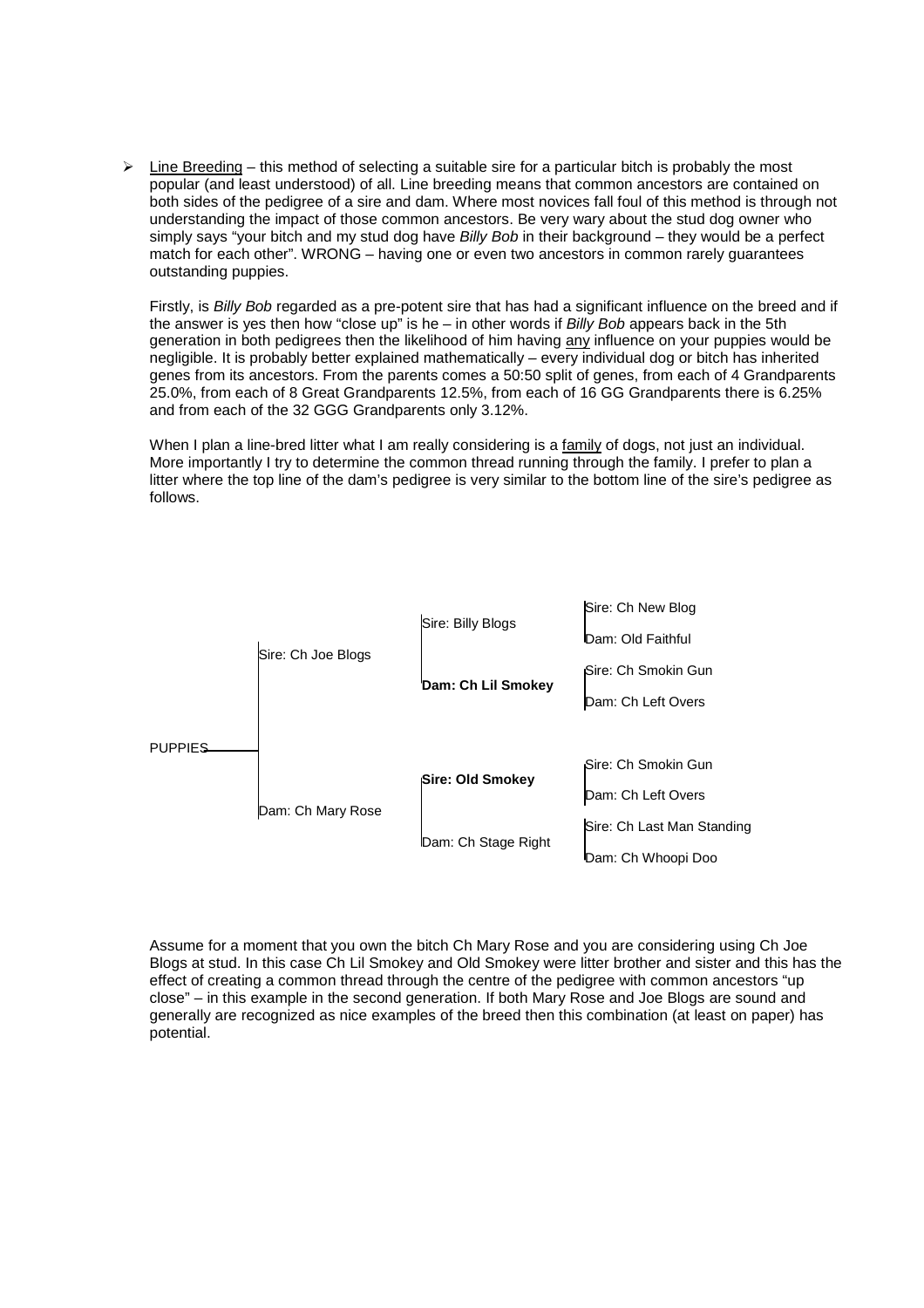- <u>Line Breeding</u> – this method of selecting a suitable sire for a particular bitch is probably the most popular (and least understood) of all. Line breeding means that common ancestors are contained on both sides of the pedigree of a sire and dam. Where most novices fall foul of this method is through not understanding the impact of those common ancestors. Be very wary about the stud dog owner who simply says "your bitch and my stud dog have *Billy Bob* in their background – they would be a perfect match for each other". WRONG – having one or even two ancestors in common rarely guarantees outstanding puppies.

  Firstly, is *Billy Bob* regarded as a pre-potent sire that has had a significant influence on the breed and if the answer is yes then how "close up" is he – in other words if *Billy Bob* appears back in the 5th generation in both pedigrees then the likelihood of him having <u>any</u> influence on your puppies would be negligible. It is probably better explained mathematically – every individual dog or bitch has inherited genes from its ancestors. From the parents comes a 50:50 split of genes, from each of 4 Grandparents 25.0%, from each of 8 Great Grandparents 12.5%, from each of 16 GG Grandparents there is 6.25% and from each of the 32 GGG Grandparents only 3.12%.

  When I plan a line-bred litter what I am really considering is a <u>family</u> of dogs, not just an individual. More importantly I try to determine the common thread running through the family. I prefer to plan a litter where the top line of the dam's pedigree is very similar to the bottom line of the sire's pedigree as follows.

| | | | |
|---|---|---|---|
| PUPPIES | Sire: Ch Joe Blogs | Sire: Billy Blogs | Sire: Ch New Blog |
| | | | Dam: Old Faithful |
| | | **Dam: Ch Lil Smokey** | Sire: Ch Smokin Gun |
| | | | Dam: Ch Left Overs |
| | Dam: Ch Mary Rose | **Sire: Old Smokey** | Sire: Ch Smokin Gun |
| | | | Dam: Ch Left Overs |
| | | Dam: Ch Stage Right | Sire: Ch Last Man Standing |
| | | | Dam: Ch Whoopi Doo |

  Assume for a moment that you own the bitch Ch Mary Rose and you are considering using Ch Joe Blogs at stud. In this case Ch Lil Smokey and Old Smokey were litter brother and sister and this has the effect of creating a common thread through the centre of the pedigree with common ancestors "up close" – in this example in the second generation. If both Mary Rose and Joe Blogs are sound and generally are recognized as nice examples of the breed then this combination (at least on paper) has potential.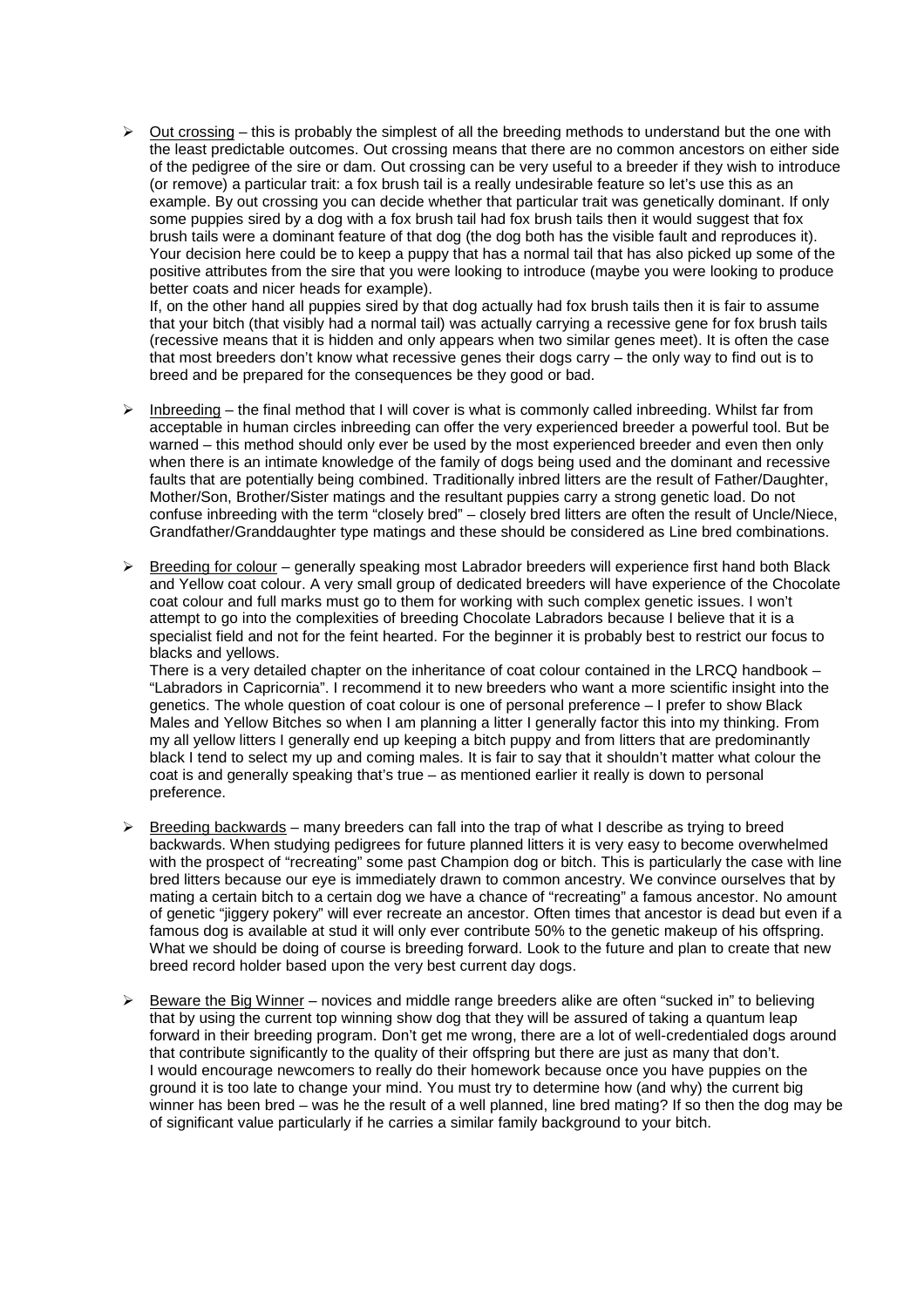- Out crossing – this is probably the simplest of all the breeding methods to understand but the one with the least predictable outcomes. Out crossing means that there are no common ancestors on either side of the pedigree of the sire or dam. Out crossing can be very useful to a breeder if they wish to introduce (or remove) a particular trait: a fox brush tail is a really undesirable feature so let's use this as an example. By out crossing you can decide whether that particular trait was genetically dominant. If only some puppies sired by a dog with a fox brush tail had fox brush tails then it would suggest that fox brush tails were a dominant feature of that dog (the dog both has the visible fault and reproduces it). Your decision here could be to keep a puppy that has a normal tail that has also picked up some of the positive attributes from the sire that you were looking to introduce (maybe you were looking to produce better coats and nicer heads for example).

  If, on the other hand all puppies sired by that dog actually had fox brush tails then it is fair to assume that your bitch (that visibly had a normal tail) was actually carrying a recessive gene for fox brush tails (recessive means that it is hidden and only appears when two similar genes meet). It is often the case that most breeders don't know what recessive genes their dogs carry – the only way to find out is to breed and be prepared for the consequences be they good or bad.

- Inbreeding – the final method that I will cover is what is commonly called inbreeding. Whilst far from acceptable in human circles inbreeding can offer the very experienced breeder a powerful tool. But be warned – this method should only ever be used by the most experienced breeder and even then only when there is an intimate knowledge of the family of dogs being used and the dominant and recessive faults that are potentially being combined. Traditionally inbred litters are the result of Father/Daughter, Mother/Son, Brother/Sister matings and the resultant puppies carry a strong genetic load. Do not confuse inbreeding with the term "closely bred" – closely bred litters are often the result of Uncle/Niece, Grandfather/Granddaughter type matings and these should be considered as Line bred combinations.

- Breeding for colour – generally speaking most Labrador breeders will experience first hand both Black and Yellow coat colour. A very small group of dedicated breeders will have experience of the Chocolate coat colour and full marks must go to them for working with such complex genetic issues. I won't attempt to go into the complexities of breeding Chocolate Labradors because I believe that it is a specialist field and not for the feint hearted. For the beginner it is probably best to restrict our focus to blacks and yellows.

  There is a very detailed chapter on the inheritance of coat colour contained in the LRCQ handbook – "Labradors in Capricornia". I recommend it to new breeders who want a more scientific insight into the genetics. The whole question of coat colour is one of personal preference – I prefer to show Black Males and Yellow Bitches so when I am planning a litter I generally factor this into my thinking. From my all yellow litters I generally end up keeping a bitch puppy and from litters that are predominantly black I tend to select my up and coming males. It is fair to say that it shouldn't matter what colour the coat is and generally speaking that's true – as mentioned earlier it really is down to personal preference.

- Breeding backwards – many breeders can fall into the trap of what I describe as trying to breed backwards. When studying pedigrees for future planned litters it is very easy to become overwhelmed with the prospect of "recreating" some past Champion dog or bitch. This is particularly the case with line bred litters because our eye is immediately drawn to common ancestry. We convince ourselves that by mating a certain bitch to a certain dog we have a chance of "recreating" a famous ancestor. No amount of genetic "jiggery pokery" will ever recreate an ancestor. Often times that ancestor is dead but even if a famous dog is available at stud it will only ever contribute 50% to the genetic makeup of his offspring. What we should be doing of course is breeding forward. Look to the future and plan to create that new breed record holder based upon the very best current day dogs.

- Beware the Big Winner – novices and middle range breeders alike are often "sucked in" to believing that by using the current top winning show dog that they will be assured of taking a quantum leap forward in their breeding program. Don't get me wrong, there are a lot of well-credentialed dogs around that contribute significantly to the quality of their offspring but there are just as many that don't.

  I would encourage newcomers to really do their homework because once you have puppies on the ground it is too late to change your mind. You must try to determine how (and why) the current big winner has been bred – was he the result of a well planned, line bred mating? If so then the dog may be of significant value particularly if he carries a similar family background to your bitch.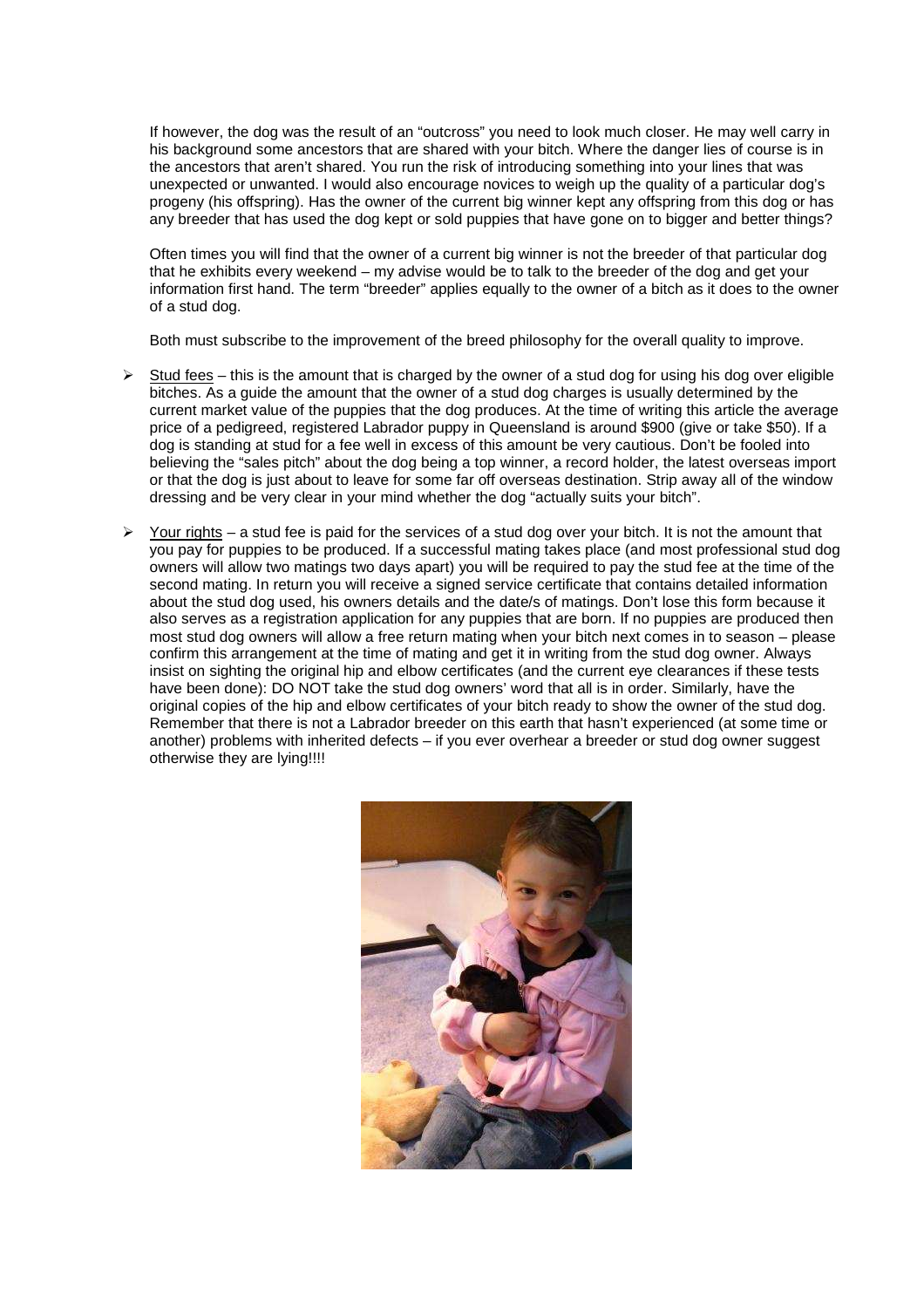If however, the dog was the result of an "outcross" you need to look much closer. He may well carry in his background some ancestors that are shared with your bitch. Where the danger lies of course is in the ancestors that aren't shared. You run the risk of introducing something into your lines that was unexpected or unwanted. I would also encourage novices to weigh up the quality of a particular dog's progeny (his offspring). Has the owner of the current big winner kept any offspring from this dog or has any breeder that has used the dog kept or sold puppies that have gone on to bigger and better things?

Often times you will find that the owner of a current big winner is not the breeder of that particular dog that he exhibits every weekend – my advise would be to talk to the breeder of the dog and get your information first hand. The term "breeder" applies equally to the owner of a bitch as it does to the owner of a stud dog.

Both must subscribe to the improvement of the breed philosophy for the overall quality to improve.

- Stud fees – this is the amount that is charged by the owner of a stud dog for using his dog over eligible bitches. As a guide the amount that the owner of a stud dog charges is usually determined by the current market value of the puppies that the dog produces. At the time of writing this article the average price of a pedigreed, registered Labrador puppy in Queensland is around $900 (give or take $50). If a dog is standing at stud for a fee well in excess of this amount be very cautious. Don't be fooled into believing the "sales pitch" about the dog being a top winner, a record holder, the latest overseas import or that the dog is just about to leave for some far off overseas destination. Strip away all of the window dressing and be very clear in your mind whether the dog "actually suits your bitch".

- Your rights – a stud fee is paid for the services of a stud dog over your bitch. It is not the amount that you pay for puppies to be produced. If a successful mating takes place (and most professional stud dog owners will allow two matings two days apart) you will be required to pay the stud fee at the time of the second mating. In return you will receive a signed service certificate that contains detailed information about the stud dog used, his owners details and the date/s of matings. Don't lose this form because it also serves as a registration application for any puppies that are born. If no puppies are produced then most stud dog owners will allow a free return mating when your bitch next comes in to season – please confirm this arrangement at the time of mating and get it in writing from the stud dog owner. Always insist on sighting the original hip and elbow certificates (and the current eye clearances if these tests have been done): DO NOT take the stud dog owners' word that all is in order. Similarly, have the original copies of the hip and elbow certificates of your bitch ready to show the owner of the stud dog. Remember that there is not a Labrador breeder on this earth that hasn't experienced (at some time or another) problems with inherited defects – if you ever overhear a breeder or stud dog owner suggest otherwise they are lying!!!!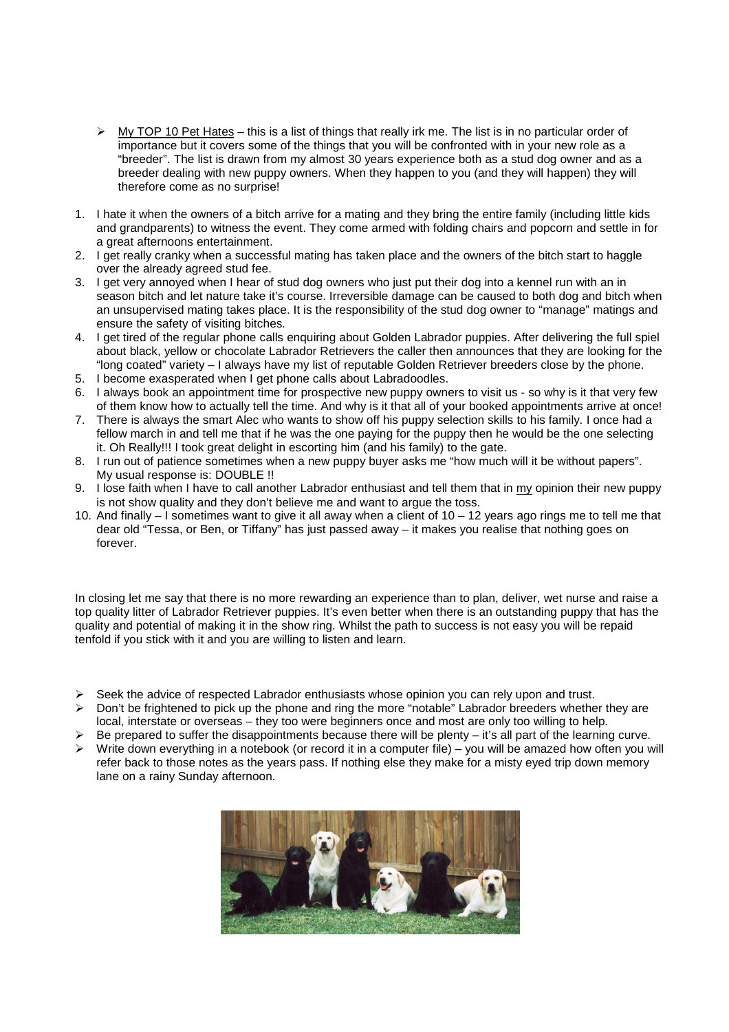- <u>My TOP 10 Pet Hates</u> – this is a list of things that really irk me. The list is in no particular order of importance but it covers some of the things that you will be confronted with in your new role as a "breeder". The list is drawn from my almost 30 years experience both as a stud dog owner and as a breeder dealing with new puppy owners. When they happen to you (and they will happen) they will therefore come as no surprise!

1. I hate it when the owners of a bitch arrive for a mating and they bring the entire family (including little kids and grandparents) to witness the event. They come armed with folding chairs and popcorn and settle in for a great afternoons entertainment.
2. I get really cranky when a successful mating has taken place and the owners of the bitch start to haggle over the already agreed stud fee.
3. I get very annoyed when I hear of stud dog owners who just put their dog into a kennel run with an in season bitch and let nature take it's course. Irreversible damage can be caused to both dog and bitch when an unsupervised mating takes place. It is the responsibility of the stud dog owner to "manage" matings and ensure the safety of visiting bitches.
4. I get tired of the regular phone calls enquiring about Golden Labrador puppies. After delivering the full spiel about black, yellow or chocolate Labrador Retrievers the caller then announces that they are looking for the "long coated" variety – I always have my list of reputable Golden Retriever breeders close by the phone.
5. I become exasperated when I get phone calls about Labradoodles.
6. I always book an appointment time for prospective new puppy owners to visit us - so why is it that very few of them know how to actually tell the time. And why is it that all of your booked appointments arrive at once!
7. There is always the smart Alec who wants to show off his puppy selection skills to his family. I once had a fellow march in and tell me that if he was the one paying for the puppy then he would be the one selecting it. Oh Really!!! I took great delight in escorting him (and his family) to the gate.
8. I run out of patience sometimes when a new puppy buyer asks me "how much will it be without papers". My usual response is: DOUBLE !!
9. I lose faith when I have to call another Labrador enthusiast and tell them that in <u>my</u> opinion their new puppy is not show quality and they don't believe me and want to argue the toss.
10. And finally – I sometimes want to give it all away when a client of 10 – 12 years ago rings me to tell me that dear old "Tessa, or Ben, or Tiffany" has just passed away – it makes you realise that nothing goes on forever.

In closing let me say that there is no more rewarding an experience than to plan, deliver, wet nurse and raise a top quality litter of Labrador Retriever puppies. It's even better when there is an outstanding puppy that has the quality and potential of making it in the show ring. Whilst the path to success is not easy you will be repaid tenfold if you stick with it and you are willing to listen and learn.

- Seek the advice of respected Labrador enthusiasts whose opinion you can rely upon and trust.
- Don't be frightened to pick up the phone and ring the more "notable" Labrador breeders whether they are local, interstate or overseas – they too were beginners once and most are only too willing to help.
- Be prepared to suffer the disappointments because there will be plenty – it's all part of the learning curve.
- Write down everything in a notebook (or record it in a computer file) – you will be amazed how often you will refer back to those notes as the years pass. If nothing else they make for a misty eyed trip down memory lane on a rainy Sunday afternoon.